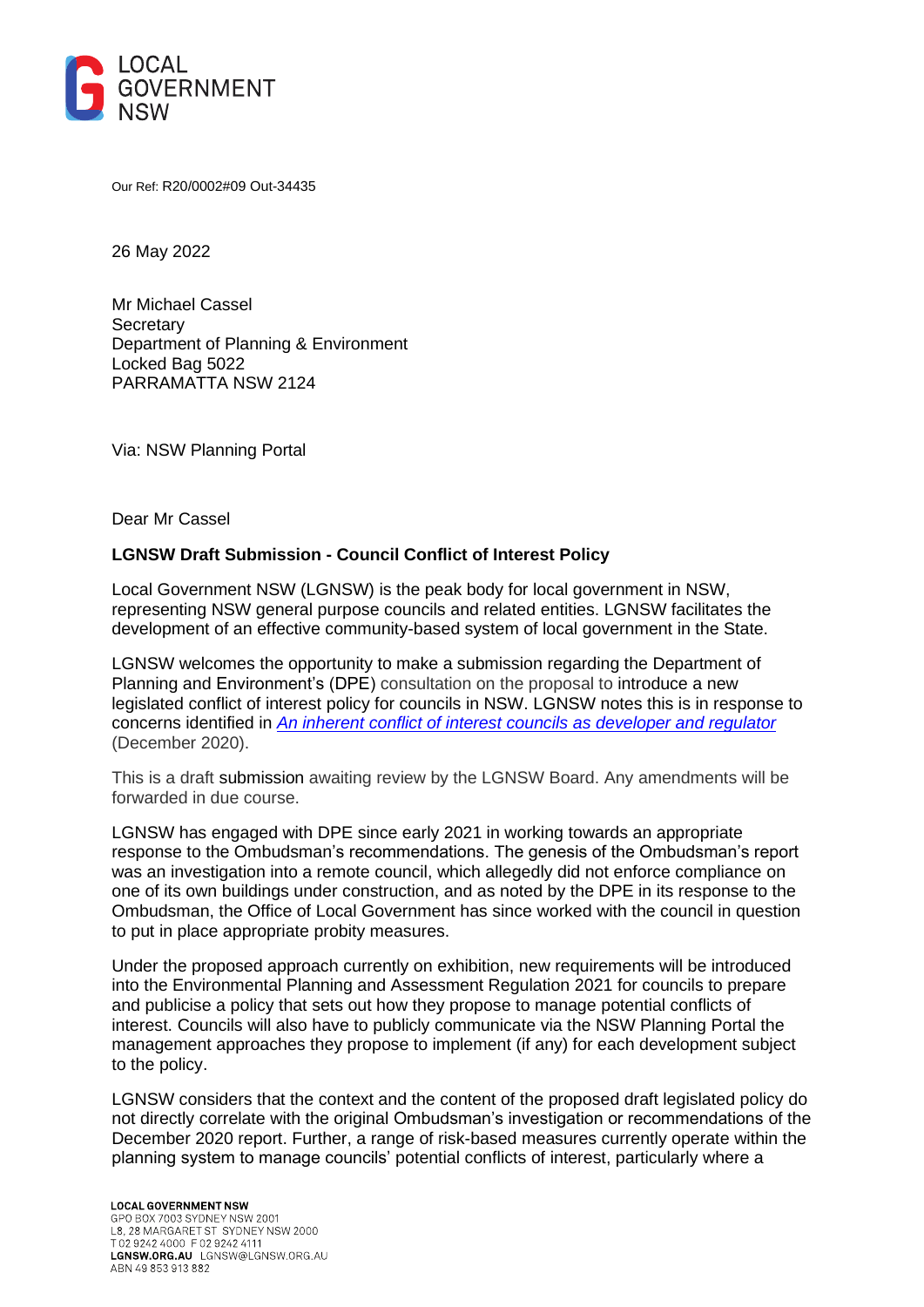LOCAL
GOVERNMENT
NSW

Our Ref: R20/0002#09 Out-34435

26 May 2022

Mr Michael Cassel
Secretary
Department of Planning & Environment
Locked Bag 5022
PARRAMATTA NSW 2124

Via: NSW Planning Portal

Dear Mr Cassel

**LGNSW Draft Submission - Council Conflict of Interest Policy**

Local Government NSW (LGNSW) is the peak body for local government in NSW, representing NSW general purpose councils and related entities. LGNSW facilitates the development of an effective community-based system of local government in the State.

LGNSW welcomes the opportunity to make a submission regarding the Department of Planning and Environment's (DPE) consultation on the proposal to introduce a new legislated conflict of interest policy for councils in NSW. LGNSW notes this is in response to concerns identified in *An inherent conflict of interest councils as developer and regulator* (December 2020).

This is a draft submission awaiting review by the LGNSW Board. Any amendments will be forwarded in due course.

LGNSW has engaged with DPE since early 2021 in working towards an appropriate response to the Ombudsman's recommendations. The genesis of the Ombudsman's report was an investigation into a remote council, which allegedly did not enforce compliance on one of its own buildings under construction, and as noted by the DPE in its response to the Ombudsman, the Office of Local Government has since worked with the council in question to put in place appropriate probity measures.

Under the proposed approach currently on exhibition, new requirements will be introduced into the Environmental Planning and Assessment Regulation 2021 for councils to prepare and publicise a policy that sets out how they propose to manage potential conflicts of interest. Councils will also have to publicly communicate via the NSW Planning Portal the management approaches they propose to implement (if any) for each development subject to the policy.

LGNSW considers that the context and the content of the proposed draft legislated policy do not directly correlate with the original Ombudsman's investigation or recommendations of the December 2020 report. Further, a range of risk-based measures currently operate within the planning system to manage councils' potential conflicts of interest, particularly where a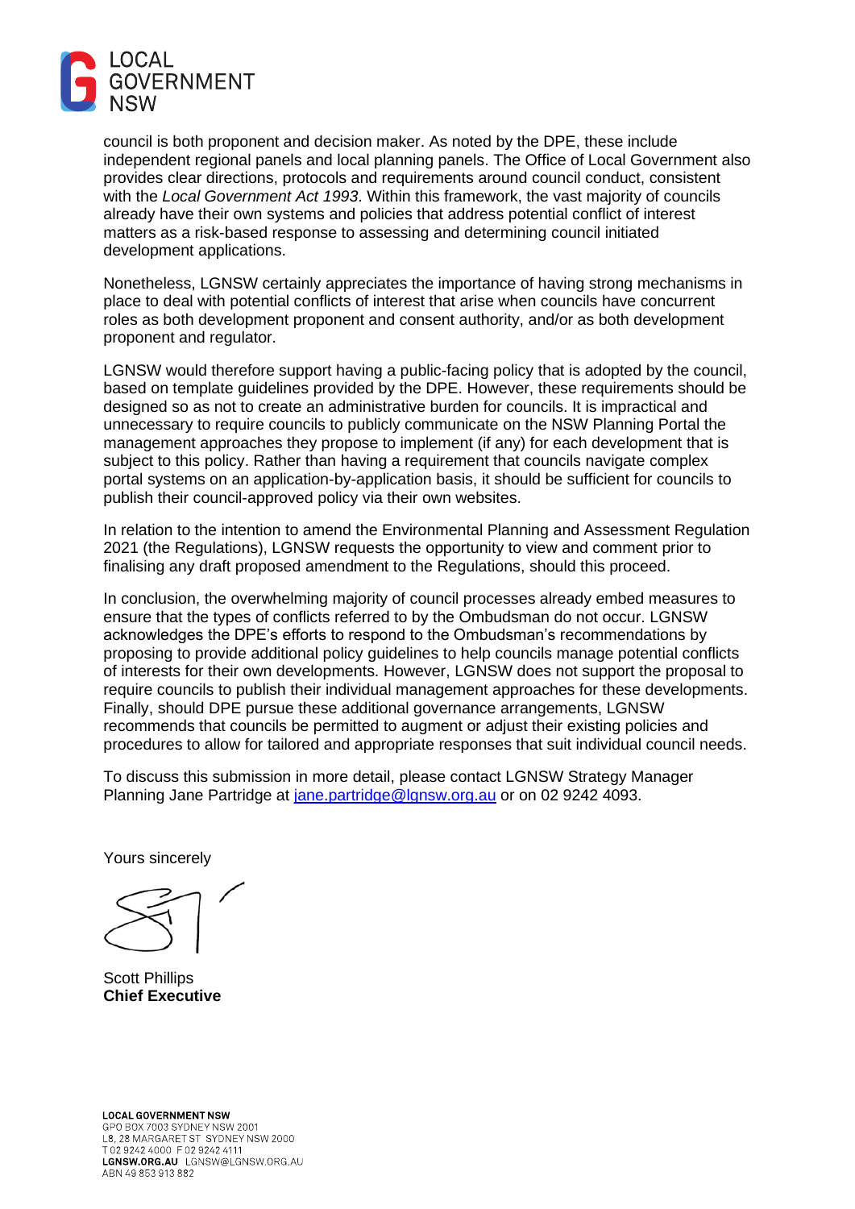council is both proponent and decision maker. As noted by the DPE, these include independent regional panels and local planning panels. The Office of Local Government also provides clear directions, protocols and requirements around council conduct, consistent with the *Local Government Act 1993*. Within this framework, the vast majority of councils already have their own systems and policies that address potential conflict of interest matters as a risk-based response to assessing and determining council initiated development applications.

Nonetheless, LGNSW certainly appreciates the importance of having strong mechanisms in place to deal with potential conflicts of interest that arise when councils have concurrent roles as both development proponent and consent authority, and/or as both development proponent and regulator.

LGNSW would therefore support having a public-facing policy that is adopted by the council, based on template guidelines provided by the DPE. However, these requirements should be designed so as not to create an administrative burden for councils. It is impractical and unnecessary to require councils to publicly communicate on the NSW Planning Portal the management approaches they propose to implement (if any) for each development that is subject to this policy. Rather than having a requirement that councils navigate complex portal systems on an application-by-application basis, it should be sufficient for councils to publish their council-approved policy via their own websites.

In relation to the intention to amend the Environmental Planning and Assessment Regulation 2021 (the Regulations), LGNSW requests the opportunity to view and comment prior to finalising any draft proposed amendment to the Regulations, should this proceed.

In conclusion, the overwhelming majority of council processes already embed measures to ensure that the types of conflicts referred to by the Ombudsman do not occur. LGNSW acknowledges the DPE's efforts to respond to the Ombudsman's recommendations by proposing to provide additional policy guidelines to help councils manage potential conflicts of interests for their own developments. However, LGNSW does not support the proposal to require councils to publish their individual management approaches for these developments. Finally, should DPE pursue these additional governance arrangements, LGNSW recommends that councils be permitted to augment or adjust their existing policies and procedures to allow for tailored and appropriate responses that suit individual council needs.

To discuss this submission in more detail, please contact LGNSW Strategy Manager Planning Jane Partridge at jane.partridge@lgnsw.org.au or on 02 9242 4093.

Yours sincerely

Scott Phillips
**Chief Executive**